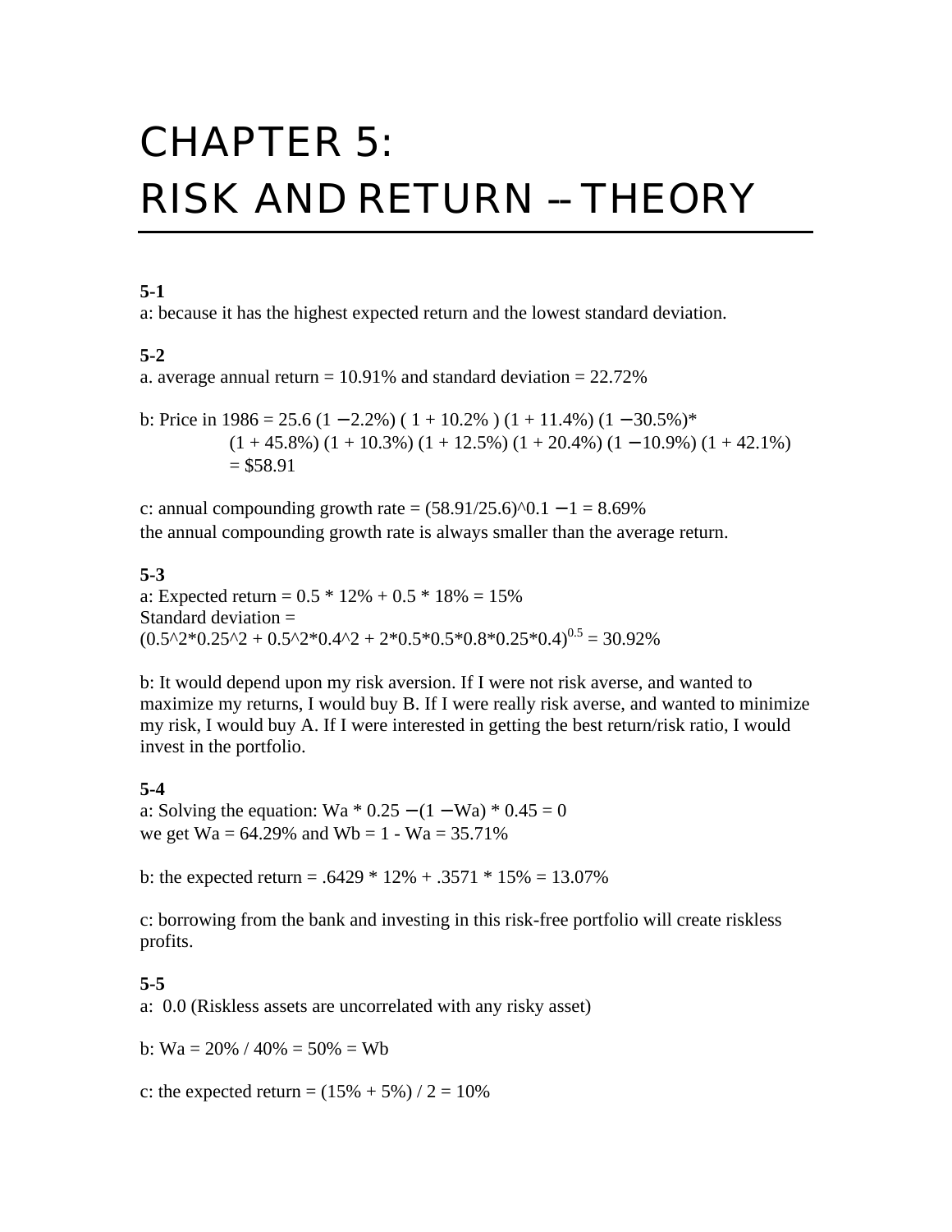# CHAPTER 5: RISK AND RETURN -- THEORY

**5-1**

a: because it has the highest expected return and the lowest standard deviation.

**5-2**

a. average annual return = 10.91% and standard deviation = 22.72%

b: Price in 1986 = 25.6 (1 − 2.2%) ( 1 + 10.2% ) (1 + 11.4%) (1 − 30.5%)*
(1 + 45.8%) (1 + 10.3%) (1 + 12.5%) (1 + 20.4%) (1 − 10.9%) (1 + 42.1%)
= $58.91

c: annual compounding growth rate = (58.91/25.6)^0.1 − 1 = 8.69%
the annual compounding growth rate is always smaller than the average return.

**5-3**

a: Expected return = 0.5 * 12% + 0.5 * 18% = 15%
Standard deviation =
$(0.5^2 \cdot 0.25^2 + 0.5^2 \cdot 0.4^2 + 2 \cdot 0.5 \cdot 0.5 \cdot 0.8 \cdot 0.25 \cdot 0.4)^{0.5}$ = 30.92%

b: It would depend upon my risk aversion. If I were not risk averse, and wanted to maximize my returns, I would buy B. If I were really risk averse, and wanted to minimize my risk, I would buy A. If I were interested in getting the best return/risk ratio, I would invest in the portfolio.

**5-4**

a: Solving the equation: Wa * 0.25 − (1 − Wa) * 0.45 = 0
we get Wa = 64.29% and Wb = 1 - Wa = 35.71%

b: the expected return = .6429 * 12% + .3571 * 15% = 13.07%

c: borrowing from the bank and investing in this risk-free portfolio will create riskless profits.

**5-5**

a: 0.0 (Riskless assets are uncorrelated with any risky asset)

b: Wa = 20% / 40% = 50% = Wb

c: the expected return = (15% + 5%) / 2 = 10%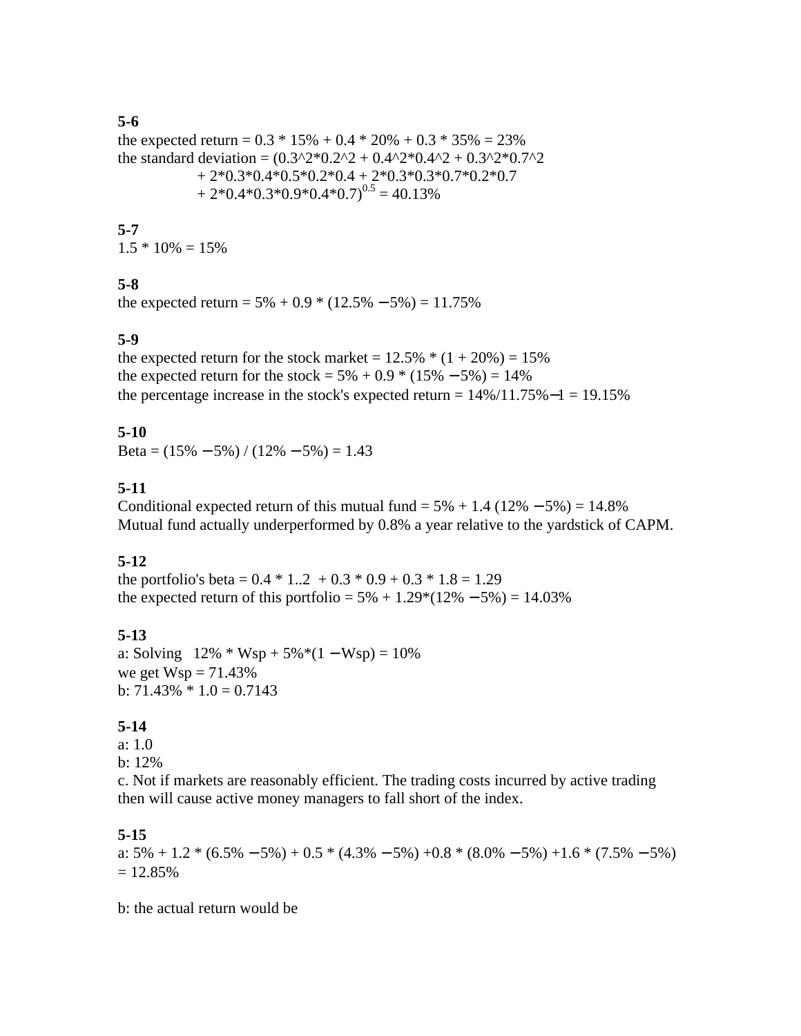**5-6**

the expected return = 0.3 * 15% + 0.4 * 20% + 0.3 * 35% = 23%

the standard deviation = (0.3^2*0.2^2 + 0.4^2*0.4^2 + 0.3^2*0.7^2
+ 2*0.3*0.4*0.5*0.2*0.4 + 2*0.3*0.3*0.7*0.2*0.7
+ 2*0.4*0.3*0.9*0.4*0.7)$^{0.5}$ = 40.13%

**5-7**

1.5 * 10% = 15%

**5-8**

the expected return = 5% + 0.9 * (12.5% − 5%) = 11.75%

**5-9**

the expected return for the stock market = 12.5% * (1 + 20%) = 15%

the expected return for the stock = 5% + 0.9 * (15% − 5%) = 14%

the percentage increase in the stock's expected return = 14%/11.75%−1 = 19.15%

**5-10**

Beta = (15% − 5%) / (12% − 5%) = 1.43

**5-11**

Conditional expected return of this mutual fund = 5% + 1.4 (12% − 5%) = 14.8%

Mutual fund actually underperformed by 0.8% a year relative to the yardstick of CAPM.

**5-12**

the portfolio's beta = 0.4 * 1..2 + 0.3 * 0.9 + 0.3 * 1.8 = 1.29

the expected return of this portfolio = 5% + 1.29*(12% − 5%) = 14.03%

**5-13**

a: Solving 12% * Wsp + 5%*(1 − Wsp) = 10%

we get Wsp = 71.43%

b: 71.43% * 1.0 = 0.7143

**5-14**

a: 1.0

b: 12%

c. Not if markets are reasonably efficient. The trading costs incurred by active trading then will cause active money managers to fall short of the index.

**5-15**

a: 5% + 1.2 * (6.5% − 5%) + 0.5 * (4.3% − 5%) +0.8 * (8.0% − 5%) +1.6 * (7.5% − 5%) = 12.85%

b: the actual return would be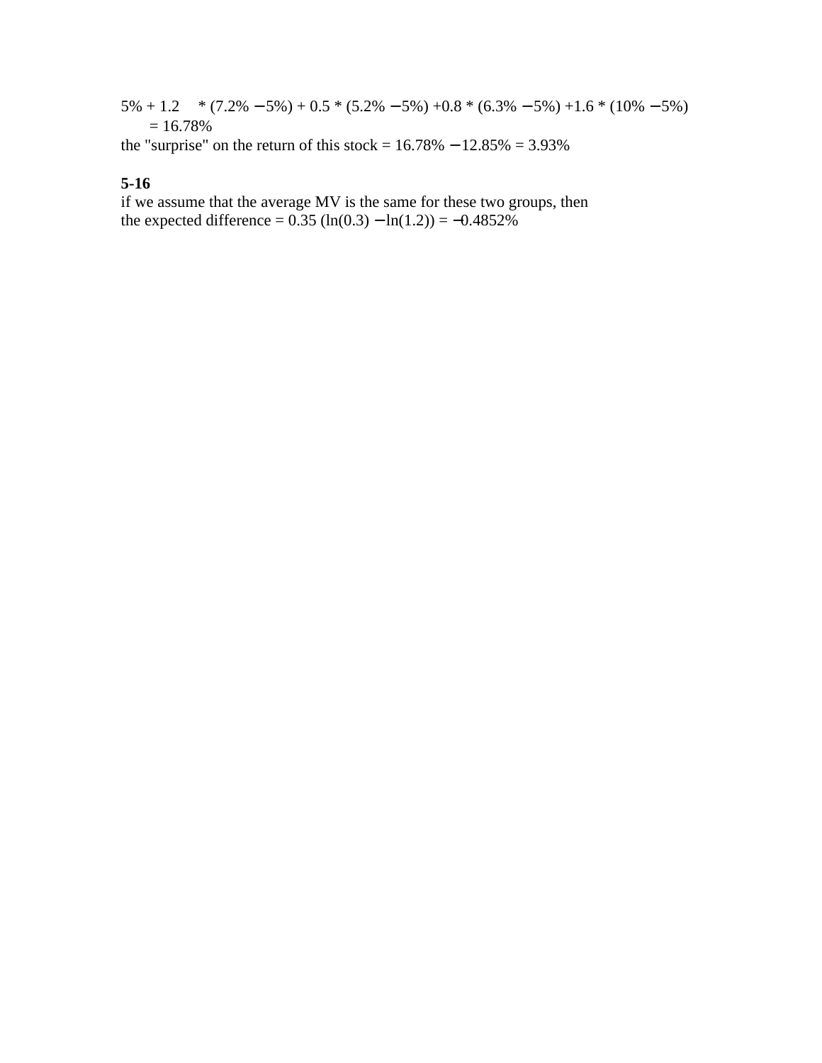$5\% + 1.2 * (7.2\% - 5\%) + 0.5 * (5.2\% - 5\%) + 0.8 * (6.3\% - 5\%) + 1.6 * (10\% - 5\%)$
$= 16.78\%$

the "surprise" on the return of this stock = $16.78\% - 12.85\% = 3.93\%$

**5-16**

if we assume that the average MV is the same for these two groups, then
the expected difference = $0.35 (\ln(0.3) - \ln(1.2)) = -0.4852\%$